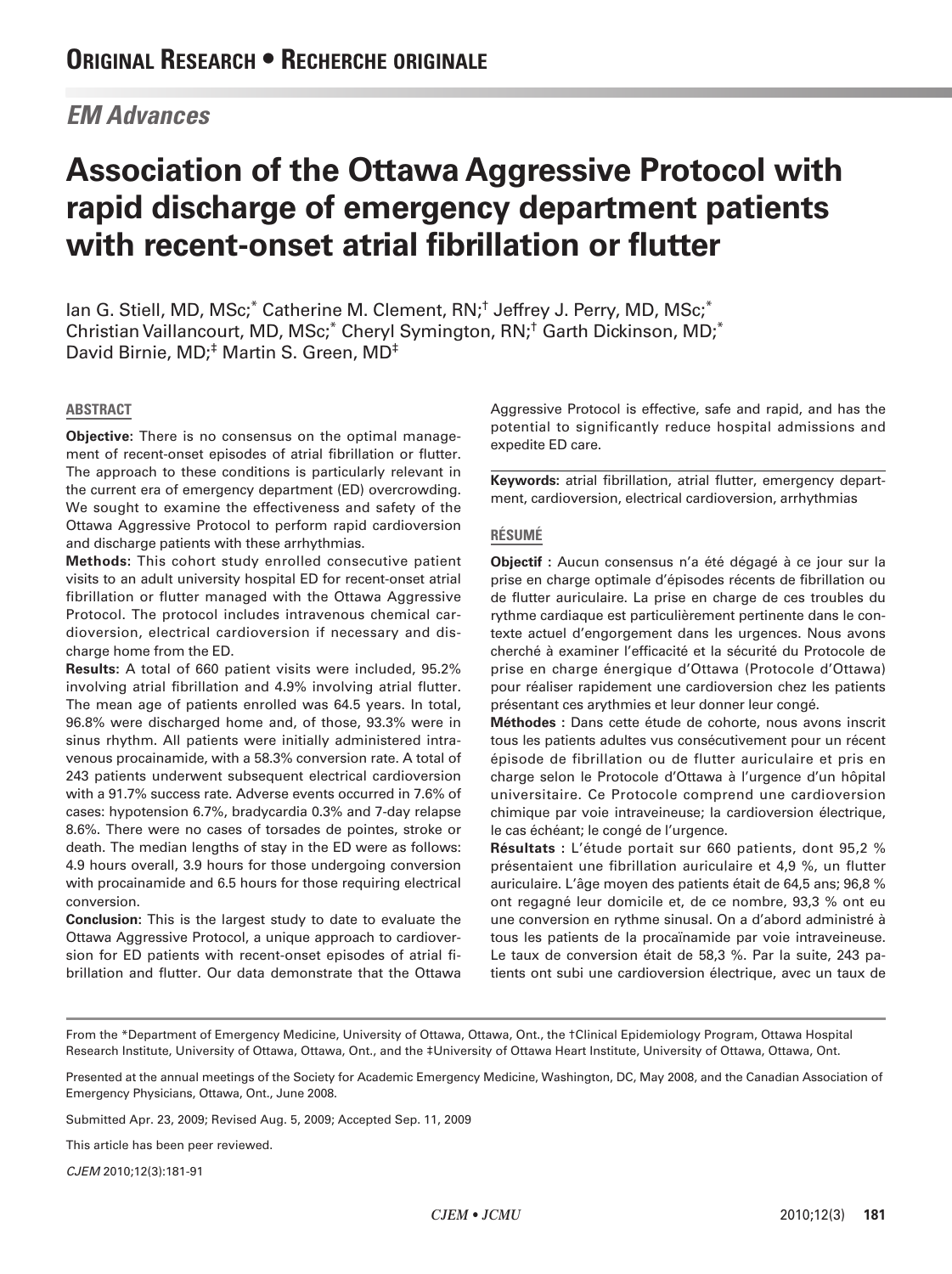# Original Research • Recherche originale

## *EM Advances*

# Association of the Ottawa Aggressive Protocol with rapid discharge of emergency department patients with recent-onset atrial fibrillation or flutter

Ian G. Stiell, MD, MSc;[*] Catherine M. Clement, RN;[†] Jeffrey J. Perry, MD, MSc;[*] Christian Vaillancourt, MD, MSc;[*] Cheryl Symington, RN;[†] Garth Dickinson, MD;[*] David Birnie, MD;[‡] Martin S. Green, MD[‡]

### ABSTRACT

**Objective**: There is no consensus on the optimal management of recent-onset episodes of atrial fibrillation or flutter. The approach to these conditions is particularly relevant in the current era of emergency department (ED) overcrowding. We sought to examine the effectiveness and safety of the Ottawa Aggressive Protocol to perform rapid cardioversion and discharge patients with these arrhythmias.

**Methods**: This cohort study enrolled consecutive patient visits to an adult university hospital ED for recent-onset atrial fibrillation or flutter managed with the Ottawa Aggressive Protocol. The protocol includes intravenous chemical cardioversion, electrical cardioversion if necessary and discharge home from the ED.

**Results:** A total of 660 patient visits were included, 95.2% involving atrial fibrillation and 4.9% involving atrial flutter. The mean age of patients enrolled was 64.5 years. In total, 96.8% were discharged home and, of those, 93.3% were in sinus rhythm. All patients were initially administered intravenous procainamide, with a 58.3% conversion rate. A total of 243 patients underwent subsequent electrical cardioversion with a 91.7% success rate. Adverse events occurred in 7.6% of cases: hypotension 6.7%, bradycardia 0.3% and 7-day relapse 8.6%. There were no cases of torsades de pointes, stroke or death. The median lengths of stay in the ED were as follows: 4.9 hours overall, 3.9 hours for those undergoing conversion with procainamide and 6.5 hours for those requiring electrical conversion.

**Conclusion:** This is the largest study to date to evaluate the Ottawa Aggressive Protocol, a unique approach to cardioversion for ED patients with recent-onset episodes of atrial fibrillation and flutter. Our data demonstrate that the Ottawa Aggressive Protocol is effective, safe and rapid, and has the potential to significantly reduce hospital admissions and expedite ED care.

**Keywords:** atrial fibrillation, atrial flutter, emergency department, cardioversion, electrical cardioversion, arrhythmias

### RÉSUMÉ

**Objectif :** Aucun consensus n'a été dégagé à ce jour sur la prise en charge optimale d'épisodes récents de fibrillation ou de flutter auriculaire. La prise en charge de ces troubles du rythme cardiaque est particulièrement pertinente dans le contexte actuel d'engorgement dans les urgences. Nous avons cherché à examiner l'efficacité et la sécurité du Protocole de prise en charge énergique d'Ottawa (Protocole d'Ottawa) pour réaliser rapidement une cardioversion chez les patients présentant ces arythmies et leur donner leur congé.

**Méthodes :** Dans cette étude de cohorte, nous avons inscrit tous les patients adultes vus consécutivement pour un récent épisode de fibrillation ou de flutter auriculaire et pris en charge selon le Protocole d'Ottawa à l'urgence d'un hôpital universitaire. Ce Protocole comprend une cardioversion chimique par voie intraveineuse; la cardioversion électrique, le cas échéant; le congé de l'urgence.

**Résultats :** L'étude portait sur 660 patients, dont 95,2 % présentaient une fibrillation auriculaire et 4,9 %, un flutter auriculaire. L'âge moyen des patients était de 64,5 ans; 96,8 % ont regagné leur domicile et, de ce nombre, 93,3 % ont eu une conversion en rythme sinusal. On a d'abord administré à tous les patients de la procaïnamide par voie intraveineuse. Le taux de conversion était de 58,3 %. Par la suite, 243 patients ont subi une cardioversion électrique, avec un taux de

---

From the *Department of Emergency Medicine, University of Ottawa, Ottawa, Ont., the †Clinical Epidemiology Program, Ottawa Hospital Research Institute, University of Ottawa, Ottawa, Ont., and the ‡University of Ottawa Heart Institute, University of Ottawa, Ottawa, Ont.

Presented at the annual meetings of the Society for Academic Emergency Medicine, Washington, DC, May 2008, and the Canadian Association of Emergency Physicians, Ottawa, Ont., June 2008.

Submitted Apr. 23, 2009; Revised Aug. 5, 2009; Accepted Sep. 11, 2009

This article has been peer reviewed.

*CJEM* 2010;12(3):181-91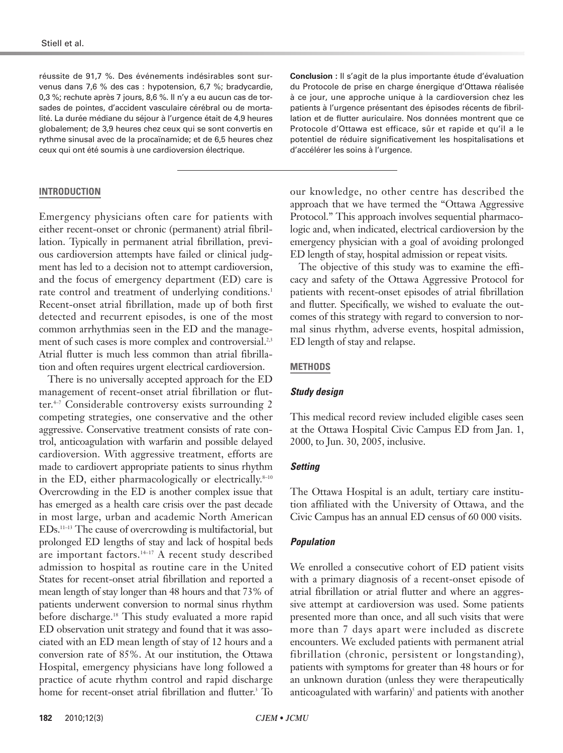réussite de 91,7 %. Des événements indésirables sont survenus dans 7,6 % des cas : hypotension, 6,7 %; bradycardie, 0,3 %; rechute après 7 jours, 8,6 %. Il n'y a eu aucun cas de torsades de pointes, d'accident vasculaire cérébral ou de mortalité. La durée médiane du séjour à l'urgence était de 4,9 heures globalement; de 3,9 heures chez ceux qui se sont convertis en rythme sinusal avec de la procaïnamide; et de 6,5 heures chez ceux qui ont été soumis à une cardioversion électrique.

**Conclusion :** Il s'agit de la plus importante étude d'évaluation du Protocole de prise en charge énergique d'Ottawa réalisée à ce jour, une approche unique à la cardioversion chez les patients à l'urgence présentant des épisodes récents de fibrillation et de flutter auriculaire. Nos données montrent que ce Protocole d'Ottawa est efficace, sûr et rapide et qu'il a le potentiel de réduire significativement les hospitalisations et d'accélérer les soins à l'urgence.

## INTRODUCTION

Emergency physicians often care for patients with either recent-onset or chronic (permanent) atrial fibrillation. Typically in permanent atrial fibrillation, previous cardioversion attempts have failed or clinical judgment has led to a decision not to attempt cardioversion, and the focus of emergency department (ED) care is rate control and treatment of underlying conditions.[1] Recent-onset atrial fibrillation, made up of both first detected and recurrent episodes, is one of the most common arrhythmias seen in the ED and the management of such cases is more complex and controversial.[2,3] Atrial flutter is much less common than atrial fibrillation and often requires urgent electrical cardioversion.

There is no universally accepted approach for the ED management of recent-onset atrial fibrillation or flutter.[4–7] Considerable controversy exists surrounding 2 competing strategies, one conservative and the other aggressive. Conservative treatment consists of rate control, anticoagulation with warfarin and possible delayed cardioversion. With aggressive treatment, efforts are made to cardiovert appropriate patients to sinus rhythm in the ED, either pharmacologically or electrically.[8–10] Overcrowding in the ED is another complex issue that has emerged as a health care crisis over the past decade in most large, urban and academic North American EDs.[11–13] The cause of overcrowding is multifactorial, but prolonged ED lengths of stay and lack of hospital beds are important factors.[14–17] A recent study described admission to hospital as routine care in the United States for recent-onset atrial fibrillation and reported a mean length of stay longer than 48 hours and that 73% of patients underwent conversion to normal sinus rhythm before discharge.[18] This study evaluated a more rapid ED observation unit strategy and found that it was associated with an ED mean length of stay of 12 hours and a conversion rate of 85%. At our institution, the Ottawa Hospital, emergency physicians have long followed a practice of acute rhythm control and rapid discharge home for recent-onset atrial fibrillation and flutter.[3] To our knowledge, no other centre has described the approach that we have termed the "Ottawa Aggressive Protocol." This approach involves sequential pharmacologic and, when indicated, electrical cardioversion by the emergency physician with a goal of avoiding prolonged ED length of stay, hospital admission or repeat visits.

The objective of this study was to examine the efficacy and safety of the Ottawa Aggressive Protocol for patients with recent-onset episodes of atrial fibrillation and flutter. Specifically, we wished to evaluate the outcomes of this strategy with regard to conversion to normal sinus rhythm, adverse events, hospital admission, ED length of stay and relapse.

## METHODS

### *Study design*

This medical record review included eligible cases seen at the Ottawa Hospital Civic Campus ED from Jan. 1, 2000, to Jun. 30, 2005, inclusive.

### *Setting*

The Ottawa Hospital is an adult, tertiary care institution affiliated with the University of Ottawa, and the Civic Campus has an annual ED census of 60 000 visits.

### *Population*

We enrolled a consecutive cohort of ED patient visits with a primary diagnosis of a recent-onset episode of atrial fibrillation or atrial flutter and where an aggressive attempt at cardioversion was used. Some patients presented more than once, and all such visits that were more than 7 days apart were included as discrete encounters. We excluded patients with permanent atrial fibrillation (chronic, persistent or longstanding), patients with symptoms for greater than 48 hours or for an unknown duration (unless they were therapeutically anticoagulated with warfarin)[5] and patients with another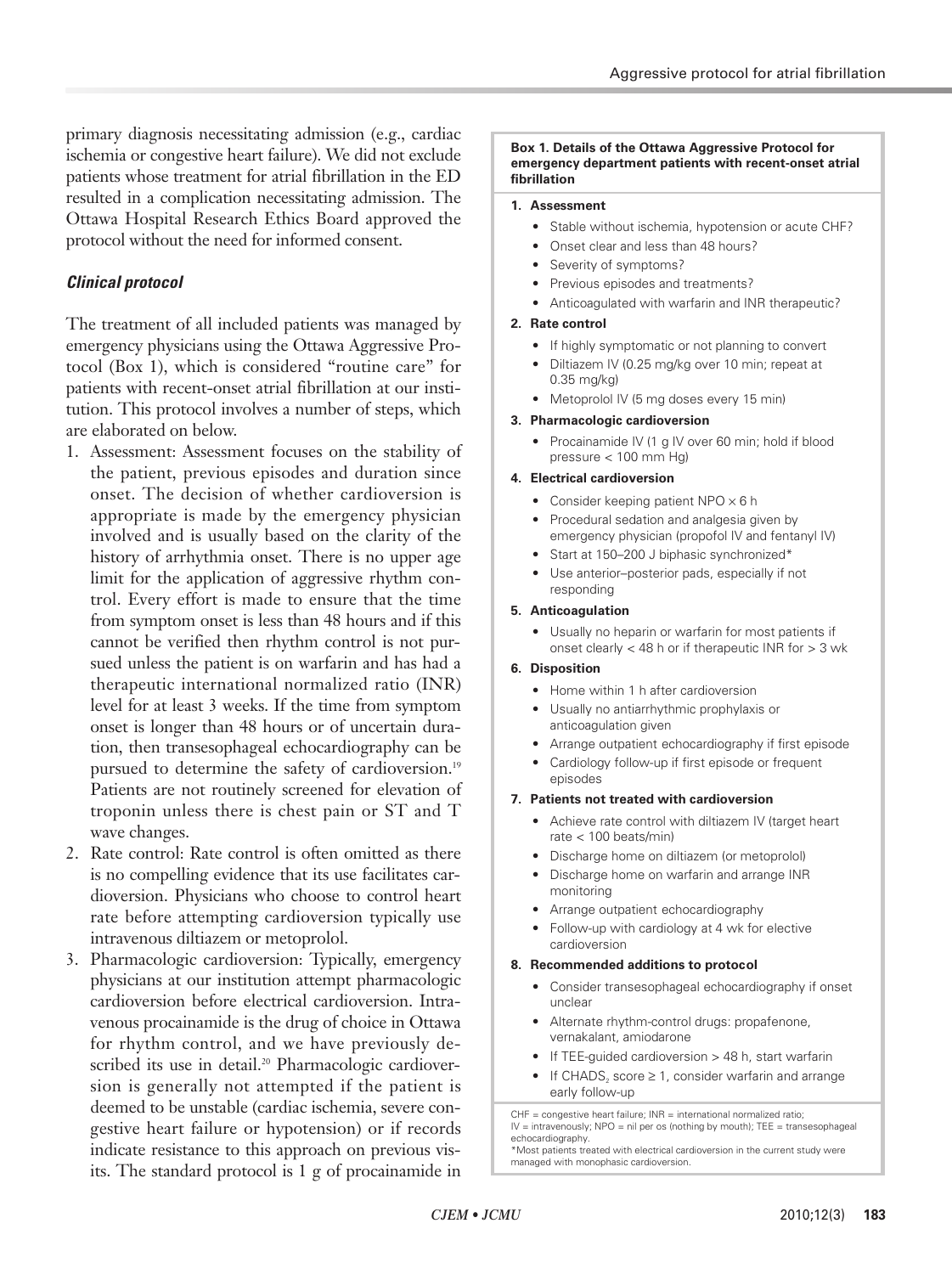primary diagnosis necessitating admission (e.g., cardiac ischemia or congestive heart failure). We did not exclude patients whose treatment for atrial fibrillation in the ED resulted in a complication necessitating admission. The Ottawa Hospital Research Ethics Board approved the protocol without the need for informed consent.

### *Clinical protocol*

The treatment of all included patients was managed by emergency physicians using the Ottawa Aggressive Protocol (Box 1), which is considered "routine care" for patients with recent-onset atrial fibrillation at our institution. This protocol involves a number of steps, which are elaborated on below.

1. Assessment: Assessment focuses on the stability of the patient, previous episodes and duration since onset. The decision of whether cardioversion is appropriate is made by the emergency physician involved and is usually based on the clarity of the history of arrhythmia onset. There is no upper age limit for the application of aggressive rhythm control. Every effort is made to ensure that the time from symptom onset is less than 48 hours and if this cannot be verified then rhythm control is not pursued unless the patient is on warfarin and has had a therapeutic international normalized ratio (INR) level for at least 3 weeks. If the time from symptom onset is longer than 48 hours or of uncertain duration, then transesophageal echocardiography can be pursued to determine the safety of cardioversion.[19] Patients are not routinely screened for elevation of troponin unless there is chest pain or ST and T wave changes.
2. Rate control: Rate control is often omitted as there is no compelling evidence that its use facilitates cardioversion. Physicians who choose to control heart rate before attempting cardioversion typically use intravenous diltiazem or metoprolol.
3. Pharmacologic cardioversion: Typically, emergency physicians at our institution attempt pharmacologic cardioversion before electrical cardioversion. Intravenous procainamide is the drug of choice in Ottawa for rhythm control, and we have previously described its use in detail.[20] Pharmacologic cardioversion is generally not attempted if the patient is deemed to be unstable (cardiac ischemia, severe congestive heart failure or hypotension) or if records indicate resistance to this approach on previous visits. The standard protocol is 1 g of procainamide in

---

**Box 1. Details of the Ottawa Aggressive Protocol for emergency department patients with recent-onset atrial fibrillation**

**1. Assessment**

- Stable without ischemia, hypotension or acute CHF?
- Onset clear and less than 48 hours?
- Severity of symptoms?
- Previous episodes and treatments?
- Anticoagulated with warfarin and INR therapeutic?

**2. Rate control**

- If highly symptomatic or not planning to convert
- Diltiazem IV (0.25 mg/kg over 10 min; repeat at 0.35 mg/kg)
- Metoprolol IV (5 mg doses every 15 min)

**3. Pharmacologic cardioversion**

- Procainamide IV (1 g IV over 60 min; hold if blood pressure < 100 mm Hg)

**4. Electrical cardioversion**

- Consider keeping patient NPO × 6 h
- Procedural sedation and analgesia given by emergency physician (propofol IV and fentanyl IV)
- Start at 150–200 J biphasic synchronized*
- Use anterior–posterior pads, especially if not responding

**5. Anticoagulation**

- Usually no heparin or warfarin for most patients if onset clearly < 48 h or if therapeutic INR for > 3 wk

**6. Disposition**

- Home within 1 h after cardioversion
- Usually no antiarrhythmic prophylaxis or anticoagulation given
- Arrange outpatient echocardiography if first episode
- Cardiology follow-up if first episode or frequent episodes

**7. Patients not treated with cardioversion**

- Achieve rate control with diltiazem IV (target heart rate < 100 beats/min)
- Discharge home on diltiazem (or metoprolol)
- Discharge home on warfarin and arrange INR monitoring
- Arrange outpatient echocardiography
- Follow-up with cardiology at 4 wk for elective cardioversion

**8. Recommended additions to protocol**

- Consider transesophageal echocardiography if onset unclear
- Alternate rhythm-control drugs: propafenone, vernakalant, amiodarone
- If TEE-guided cardioversion > 48 h, start warfarin
- If $CHADS_2$ score ≥ 1, consider warfarin and arrange early follow-up

CHF = congestive heart failure; INR = international normalized ratio; IV = intravenously; NPO = nil per os (nothing by mouth); TEE = transesophageal echocardiography.
*Most patients treated with electrical cardioversion in the current study were managed with monophasic cardioversion.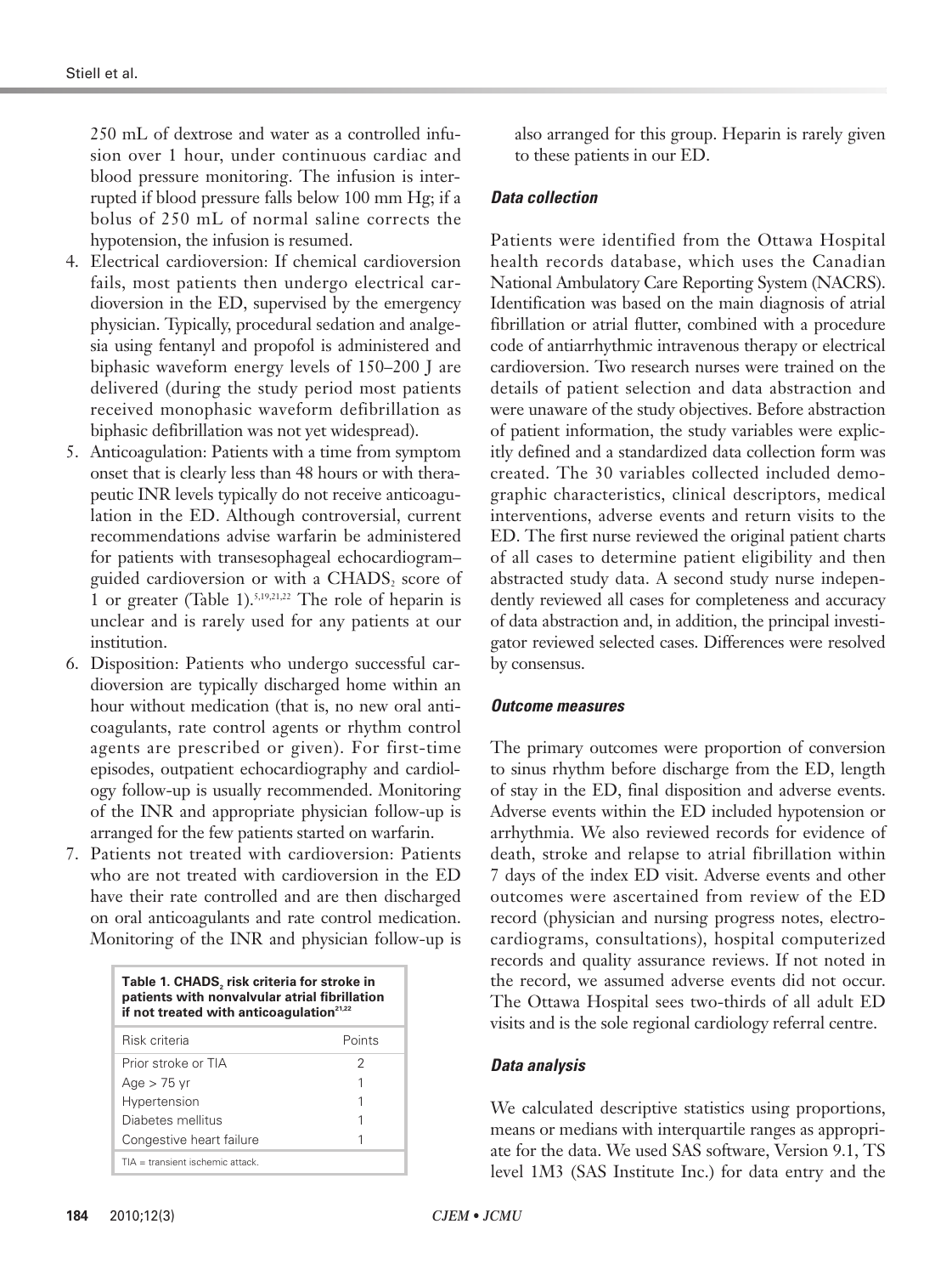250 mL of dextrose and water as a controlled infusion over 1 hour, under continuous cardiac and blood pressure monitoring. The infusion is interrupted if blood pressure falls below 100 mm Hg; if a bolus of 250 mL of normal saline corrects the hypotension, the infusion is resumed.

4. Electrical cardioversion: If chemical cardioversion fails, most patients then undergo electrical cardioversion in the ED, supervised by the emergency physician. Typically, procedural sedation and analgesia using fentanyl and propofol is administered and biphasic waveform energy levels of 150–200 J are delivered (during the study period most patients received monophasic waveform defibrillation as biphasic defibrillation was not yet widespread).
5. Anticoagulation: Patients with a time from symptom onset that is clearly less than 48 hours or with therapeutic INR levels typically do not receive anticoagulation in the ED. Although controversial, current recommendations advise warfarin be administered for patients with transesophageal echocardiogram–guided cardioversion or with a $CHADS_2$ score of 1 or greater (Table 1).[5,19,21,22] The role of heparin is unclear and is rarely used for any patients at our institution.
6. Disposition: Patients who undergo successful cardioversion are typically discharged home within an hour without medication (that is, no new oral anticoagulants, rate control agents or rhythm control agents are prescribed or given). For first-time episodes, outpatient echocardiography and cardiology follow-up is usually recommended. Monitoring of the INR and appropriate physician follow-up is arranged for the few patients started on warfarin.
7. Patients not treated with cardioversion: Patients who are not treated with cardioversion in the ED have their rate controlled and are then discharged on oral anticoagulants and rate control medication. Monitoring of the INR and physician follow-up is also arranged for this group. Heparin is rarely given to these patients in our ED.

**Table 1. $CHADS_2$ risk criteria for stroke in patients with nonvalvular atrial fibrillation if not treated with anticoagulation[21,22]**

| Risk criteria | Points |
|---|---|
| Prior stroke or TIA | 2 |
| Age > 75 yr | 1 |
| Hypertension | 1 |
| Diabetes mellitus | 1 |
| Congestive heart failure | 1 |

TIA = transient ischemic attack.

### *Data collection*

Patients were identified from the Ottawa Hospital health records database, which uses the Canadian National Ambulatory Care Reporting System (NACRS). Identification was based on the main diagnosis of atrial fibrillation or atrial flutter, combined with a procedure code of antiarrhythmic intravenous therapy or electrical cardioversion. Two research nurses were trained on the details of patient selection and data abstraction and were unaware of the study objectives. Before abstraction of patient information, the study variables were explicitly defined and a standardized data collection form was created. The 30 variables collected included demographic characteristics, clinical descriptors, medical interventions, adverse events and return visits to the ED. The first nurse reviewed the original patient charts of all cases to determine patient eligibility and then abstracted study data. A second study nurse independently reviewed all cases for completeness and accuracy of data abstraction and, in addition, the principal investigator reviewed selected cases. Differences were resolved by consensus.

### *Outcome measures*

The primary outcomes were proportion of conversion to sinus rhythm before discharge from the ED, length of stay in the ED, final disposition and adverse events. Adverse events within the ED included hypotension or arrhythmia. We also reviewed records for evidence of death, stroke and relapse to atrial fibrillation within 7 days of the index ED visit. Adverse events and other outcomes were ascertained from review of the ED record (physician and nursing progress notes, electrocardiograms, consultations), hospital computerized records and quality assurance reviews. If not noted in the record, we assumed adverse events did not occur. The Ottawa Hospital sees two-thirds of all adult ED visits and is the sole regional cardiology referral centre.

### *Data analysis*

We calculated descriptive statistics using proportions, means or medians with interquartile ranges as appropriate for the data. We used SAS software, Version 9.1, TS level 1M3 (SAS Institute Inc.) for data entry and the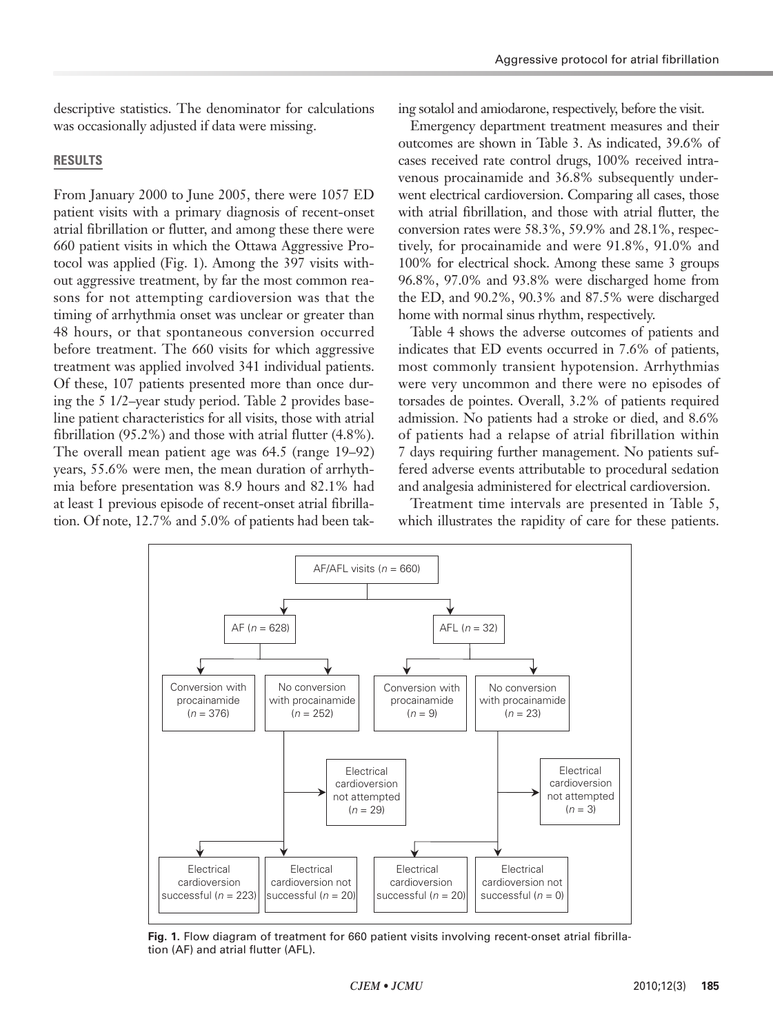descriptive statistics. The denominator for calculations was occasionally adjusted if data were missing.

## RESULTS

From January 2000 to June 2005, there were 1057 ED patient visits with a primary diagnosis of recent-onset atrial fibrillation or flutter, and among these there were 660 patient visits in which the Ottawa Aggressive Protocol was applied (Fig. 1). Among the 397 visits without aggressive treatment, by far the most common reasons for not attempting cardioversion was that the timing of arrhythmia onset was unclear or greater than 48 hours, or that spontaneous conversion occurred before treatment. The 660 visits for which aggressive treatment was applied involved 341 individual patients. Of these, 107 patients presented more than once during the 5 1/2–year study period. Table 2 provides baseline patient characteristics for all visits, those with atrial fibrillation (95.2%) and those with atrial flutter (4.8%). The overall mean patient age was 64.5 (range 19–92) years, 55.6% were men, the mean duration of arrhythmia before presentation was 8.9 hours and 82.1% had at least 1 previous episode of recent-onset atrial fibrillation. Of note, 12.7% and 5.0% of patients had been taking sotalol and amiodarone, respectively, before the visit.

Emergency department treatment measures and their outcomes are shown in Table 3. As indicated, 39.6% of cases received rate control drugs, 100% received intravenous procainamide and 36.8% subsequently underwent electrical cardioversion. Comparing all cases, those with atrial fibrillation, and those with atrial flutter, the conversion rates were 58.3%, 59.9% and 28.1%, respectively, for procainamide and were 91.8%, 91.0% and 100% for electrical shock. Among these same 3 groups 96.8%, 97.0% and 93.8% were discharged home from the ED, and 90.2%, 90.3% and 87.5% were discharged home with normal sinus rhythm, respectively.

Table 4 shows the adverse outcomes of patients and indicates that ED events occurred in 7.6% of patients, most commonly transient hypotension. Arrhythmias were very uncommon and there were no episodes of torsades de pointes. Overall, 3.2% of patients required admission. No patients had a stroke or died, and 8.6% of patients had a relapse of atrial fibrillation within 7 days requiring further management. No patients suffered adverse events attributable to procedural sedation and analgesia administered for electrical cardioversion.

Treatment time intervals are presented in Table 5, which illustrates the rapidity of care for these patients.

**Fig. 1.** Flow diagram of treatment for 660 patient visits involving recent-onset atrial fibrillation (AF) and atrial flutter (AFL).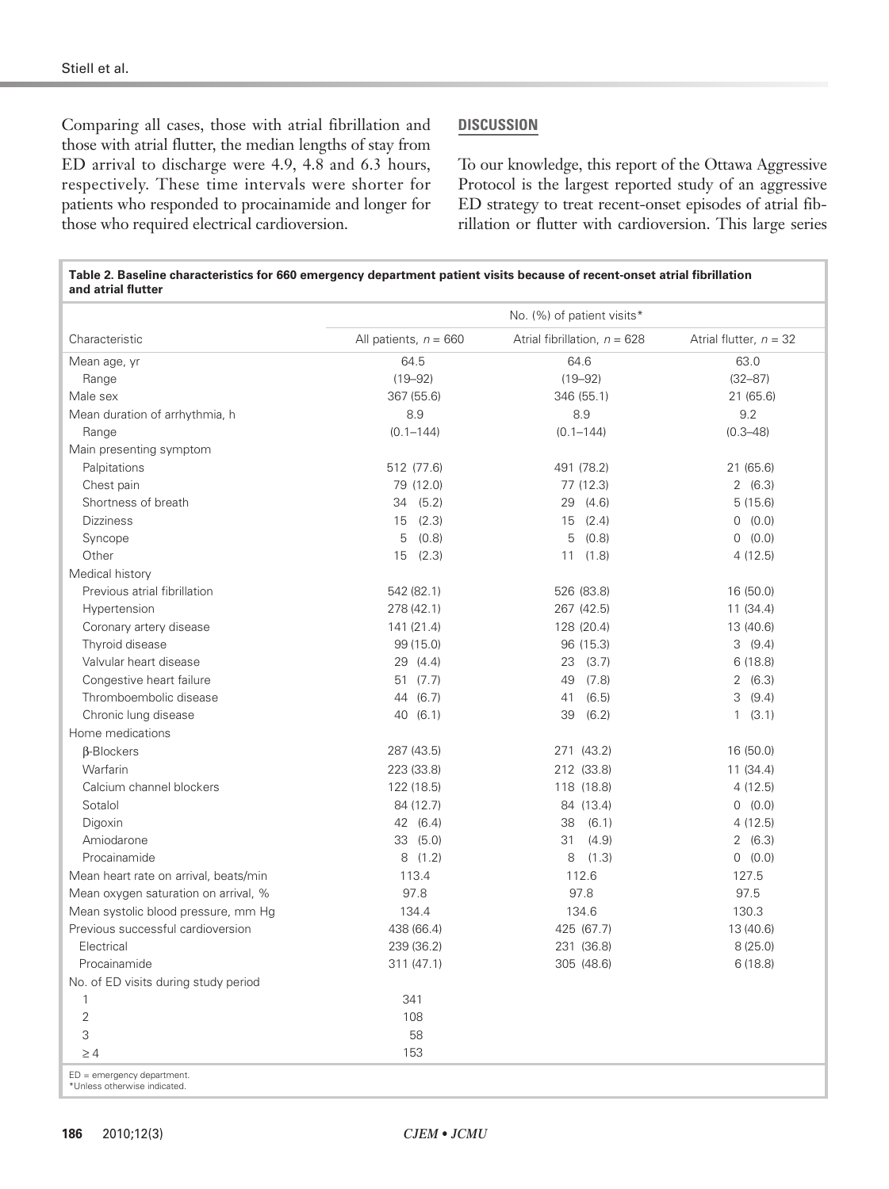Comparing all cases, those with atrial fibrillation and those with atrial flutter, the median lengths of stay from ED arrival to discharge were 4.9, 4.8 and 6.3 hours, respectively. These time intervals were shorter for patients who responded to procainamide and longer for those who required electrical cardioversion.

## DISCUSSION

To our knowledge, this report of the Ottawa Aggressive Protocol is the largest reported study of an aggressive ED strategy to treat recent-onset episodes of atrial fibrillation or flutter with cardioversion. This large series

**Table 2. Baseline characteristics for 660 emergency department patient visits because of recent-onset atrial fibrillation and atrial flutter**

| | No. (%) of patient visits* | | |
|---|---|---|---|
| Characteristic | All patients, $n = 660$ | Atrial fibrillation, $n = 628$ | Atrial flutter, $n = 32$ |
| Mean age, yr | 64.5 | 64.6 | 63.0 |
| Range | (19–92) | (19–92) | (32–87) |
| Male sex | 367 (55.6) | 346 (55.1) | 21 (65.6) |
| Mean duration of arrhythmia, h | 8.9 | 8.9 | 9.2 |
| Range | (0.1–144) | (0.1–144) | (0.3–48) |
| Main presenting symptom | | | |
| Palpitations | 512 (77.6) | 491 (78.2) | 21 (65.6) |
| Chest pain | 79 (12.0) | 77 (12.3) | 2 (6.3) |
| Shortness of breath | 34 (5.2) | 29 (4.6) | 5 (15.6) |
| Dizziness | 15 (2.3) | 15 (2.4) | 0 (0.0) |
| Syncope | 5 (0.8) | 5 (0.8) | 0 (0.0) |
| Other | 15 (2.3) | 11 (1.8) | 4 (12.5) |
| Medical history | | | |
| Previous atrial fibrillation | 542 (82.1) | 526 (83.8) | 16 (50.0) |
| Hypertension | 278 (42.1) | 267 (42.5) | 11 (34.4) |
| Coronary artery disease | 141 (21.4) | 128 (20.4) | 13 (40.6) |
| Thyroid disease | 99 (15.0) | 96 (15.3) | 3 (9.4) |
| Valvular heart disease | 29 (4.4) | 23 (3.7) | 6 (18.8) |
| Congestive heart failure | 51 (7.7) | 49 (7.8) | 2 (6.3) |
| Thromboembolic disease | 44 (6.7) | 41 (6.5) | 3 (9.4) |
| Chronic lung disease | 40 (6.1) | 39 (6.2) | 1 (3.1) |
| Home medications | | | |
| β-Blockers | 287 (43.5) | 271 (43.2) | 16 (50.0) |
| Warfarin | 223 (33.8) | 212 (33.8) | 11 (34.4) |
| Calcium channel blockers | 122 (18.5) | 118 (18.8) | 4 (12.5) |
| Sotalol | 84 (12.7) | 84 (13.4) | 0 (0.0) |
| Digoxin | 42 (6.4) | 38 (6.1) | 4 (12.5) |
| Amiodarone | 33 (5.0) | 31 (4.9) | 2 (6.3) |
| Procainamide | 8 (1.2) | 8 (1.3) | 0 (0.0) |
| Mean heart rate on arrival, beats/min | 113.4 | 112.6 | 127.5 |
| Mean oxygen saturation on arrival, % | 97.8 | 97.8 | 97.5 |
| Mean systolic blood pressure, mm Hg | 134.4 | 134.6 | 130.3 |
| Previous successful cardioversion | 438 (66.4) | 425 (67.7) | 13 (40.6) |
| Electrical | 239 (36.2) | 231 (36.8) | 8 (25.0) |
| Procainamide | 311 (47.1) | 305 (48.6) | 6 (18.8) |
| No. of ED visits during study period | | | |
| 1 | 341 | | |
| 2 | 108 | | |
| 3 | 58 | | |
| ≥ 4 | 153 | | |

ED = emergency department.
*Unless otherwise indicated.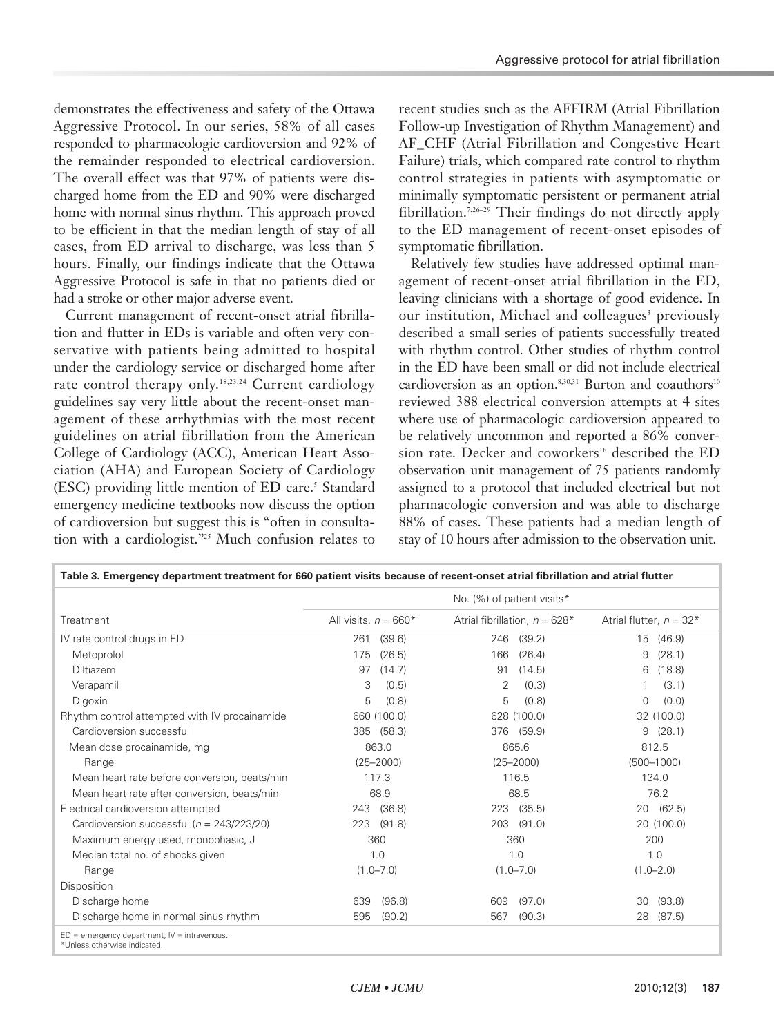demonstrates the effectiveness and safety of the Ottawa Aggressive Protocol. In our series, 58% of all cases responded to pharmacologic cardioversion and 92% of the remainder responded to electrical cardioversion. The overall effect was that 97% of patients were discharged home from the ED and 90% were discharged home with normal sinus rhythm. This approach proved to be efficient in that the median length of stay of all cases, from ED arrival to discharge, was less than 5 hours. Finally, our findings indicate that the Ottawa Aggressive Protocol is safe in that no patients died or had a stroke or other major adverse event.

Current management of recent-onset atrial fibrillation and flutter in EDs is variable and often very conservative with patients being admitted to hospital under the cardiology service or discharged home after rate control therapy only.[18,23,24] Current cardiology guidelines say very little about the recent-onset management of these arrhythmias with the most recent guidelines on atrial fibrillation from the American College of Cardiology (ACC), American Heart Association (AHA) and European Society of Cardiology (ESC) providing little mention of ED care.[5] Standard emergency medicine textbooks now discuss the option of cardioversion but suggest this is "often in consultation with a cardiologist."[25] Much confusion relates to recent studies such as the AFFIRM (Atrial Fibrillation Follow-up Investigation of Rhythm Management) and AF_CHF (Atrial Fibrillation and Congestive Heart Failure) trials, which compared rate control to rhythm control strategies in patients with asymptomatic or minimally symptomatic persistent or permanent atrial fibrillation.[7,26–29] Their findings do not directly apply to the ED management of recent-onset episodes of symptomatic fibrillation.

Relatively few studies have addressed optimal management of recent-onset atrial fibrillation in the ED, leaving clinicians with a shortage of good evidence. In our institution, Michael and colleagues[3] previously described a small series of patients successfully treated with rhythm control. Other studies of rhythm control in the ED have been small or did not include electrical cardioversion as an option.[8,30,31] Burton and coauthors[10] reviewed 388 electrical conversion attempts at 4 sites where use of pharmacologic cardioversion appeared to be relatively uncommon and reported a 86% conversion rate. Decker and coworkers[18] described the ED observation unit management of 75 patients randomly assigned to a protocol that included electrical but not pharmacologic conversion and was able to discharge 88% of cases. These patients had a median length of stay of 10 hours after admission to the observation unit.

**Table 3. Emergency department treatment for 660 patient visits because of recent-onset atrial fibrillation and atrial flutter**

| | No. (%) of patient visits* | | |
|---|---|---|---|
| Treatment | All visits, $n$ = 660* | Atrial fibrillation, $n$ = 628* | Atrial flutter, $n$ = 32* |
| IV rate control drugs in ED | 261 (39.6) | 246 (39.2) | 15 (46.9) |
| Metoprolol | 175 (26.5) | 166 (26.4) | 9 (28.1) |
| Diltiazem | 97 (14.7) | 91 (14.5) | 6 (18.8) |
| Verapamil | 3 (0.5) | 2 (0.3) | 1 (3.1) |
| Digoxin | 5 (0.8) | 5 (0.8) | 0 (0.0) |
| Rhythm control attempted with IV procainamide | 660 (100.0) | 628 (100.0) | 32 (100.0) |
| Cardioversion successful | 385 (58.3) | 376 (59.9) | 9 (28.1) |
| Mean dose procainamide, mg | 863.0 | 865.6 | 812.5 |
| Range | (25–2000) | (25–2000) | (500–1000) |
| Mean heart rate before conversion, beats/min | 117.3 | 116.5 | 134.0 |
| Mean heart rate after conversion, beats/min | 68.9 | 68.5 | 76.2 |
| Electrical cardioversion attempted | 243 (36.8) | 223 (35.5) | 20 (62.5) |
| Cardioversion successful ($n$ = 243/223/20) | 223 (91.8) | 203 (91.0) | 20 (100.0) |
| Maximum energy used, monophasic, J | 360 | 360 | 200 |
| Median total no. of shocks given | 1.0 | 1.0 | 1.0 |
| Range | (1.0–7.0) | (1.0–7.0) | (1.0–2.0) |
| Disposition | | | |
| Discharge home | 639 (96.8) | 609 (97.0) | 30 (93.8) |
| Discharge home in normal sinus rhythm | 595 (90.2) | 567 (90.3) | 28 (87.5) |

ED = emergency department; IV = intravenous.
*Unless otherwise indicated.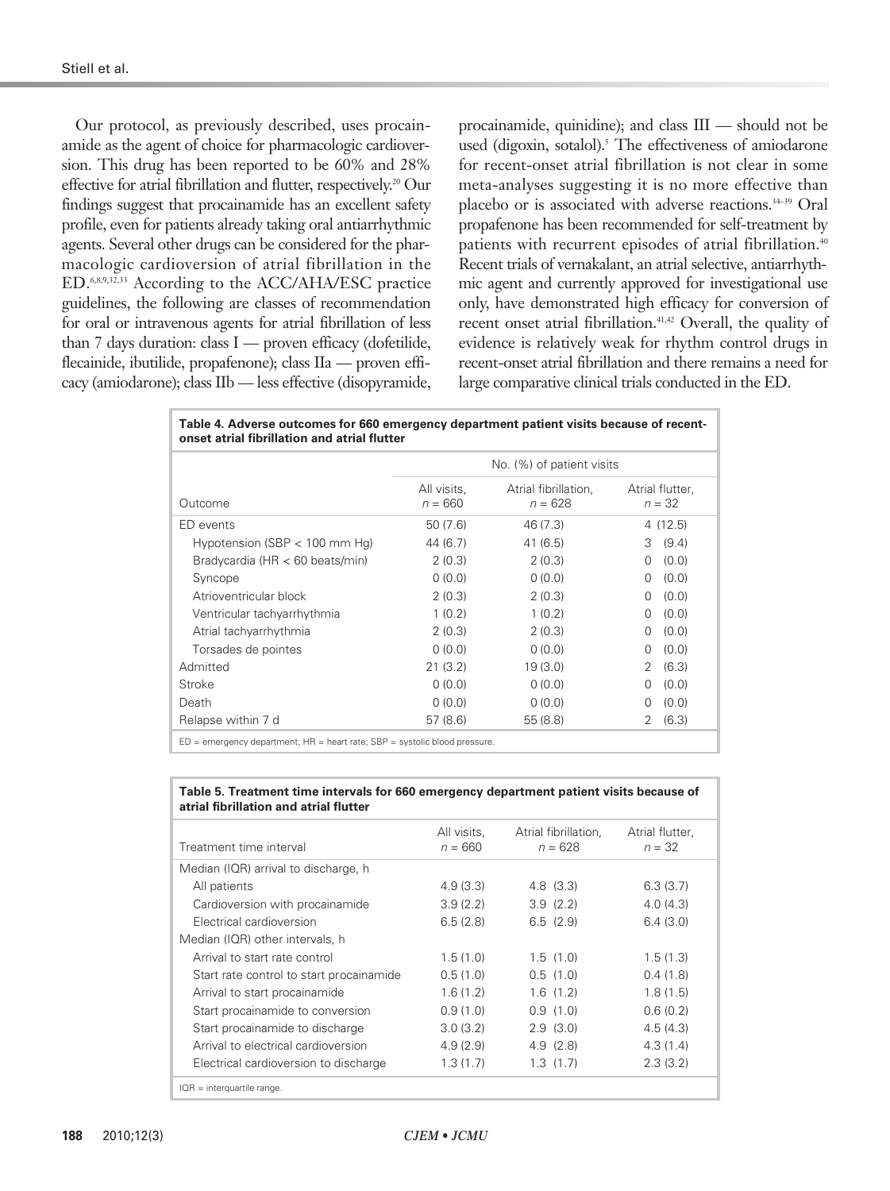Our protocol, as previously described, uses procainamide as the agent of choice for pharmacologic cardioversion. This drug has been reported to be 60% and 28% effective for atrial fibrillation and flutter, respectively.[20] Our findings suggest that procainamide has an excellent safety profile, even for patients already taking oral antiarrhythmic agents. Several other drugs can be considered for the pharmacologic cardioversion of atrial fibrillation in the ED.[6,8,9,32,33] According to the ACC/AHA/ESC practice guidelines, the following are classes of recommendation for oral or intravenous agents for atrial fibrillation of less than 7 days duration: class I — proven efficacy (dofetilide, flecainide, ibutilide, propafenone); class IIa — proven efficacy (amiodarone); class IIb — less effective (disopyramide, procainamide, quinidine); and class III — should not be used (digoxin, sotalol).[5] The effectiveness of amiodarone for recent-onset atrial fibrillation is not clear in some meta-analyses suggesting it is no more effective than placebo or is associated with adverse reactions.[34–39] Oral propafenone has been recommended for self-treatment by patients with recurrent episodes of atrial fibrillation.[40] Recent trials of vernakalant, an atrial selective, antiarrhythmic agent and currently approved for investigational use only, have demonstrated high efficacy for conversion of recent onset atrial fibrillation.[41,42] Overall, the quality of evidence is relatively weak for rhythm control drugs in recent-onset atrial fibrillation and there remains a need for large comparative clinical trials conducted in the ED.

**Table 4. Adverse outcomes for 660 emergency department patient visits because of recent-onset atrial fibrillation and atrial flutter**

| | No. (%) of patient visits | | |
|---|---|---|---|
| Outcome | All visits, $n = 660$ | Atrial fibrillation, $n = 628$ | Atrial flutter, $n = 32$ |
| ED events | 50 (7.6) | 46 (7.3) | 4 (12.5) |
| Hypotension (SBP < 100 mm Hg) | 44 (6.7) | 41 (6.5) | 3 (9.4) |
| Bradycardia (HR < 60 beats/min) | 2 (0.3) | 2 (0.3) | 0 (0.0) |
| Syncope | 0 (0.0) | 0 (0.0) | 0 (0.0) |
| Atrioventricular block | 2 (0.3) | 2 (0.3) | 0 (0.0) |
| Ventricular tachyarrhythmia | 1 (0.2) | 1 (0.2) | 0 (0.0) |
| Atrial tachyarrhythmia | 2 (0.3) | 2 (0.3) | 0 (0.0) |
| Torsades de pointes | 0 (0.0) | 0 (0.0) | 0 (0.0) |
| Admitted | 21 (3.2) | 19 (3.0) | 2 (6.3) |
| Stroke | 0 (0.0) | 0 (0.0) | 0 (0.0) |
| Death | 0 (0.0) | 0 (0.0) | 0 (0.0) |
| Relapse within 7 d | 57 (8.6) | 55 (8.8) | 2 (6.3) |

ED = emergency department; HR = heart rate; SBP = systolic blood pressure.

**Table 5. Treatment time intervals for 660 emergency department patient visits because of atrial fibrillation and atrial flutter**

| Treatment time interval | All visits, $n = 660$ | Atrial fibrillation, $n = 628$ | Atrial flutter, $n = 32$ |
|---|---|---|---|
| Median (IQR) arrival to discharge, h | | | |
| All patients | 4.9 (3.3) | 4.8 (3.3) | 6.3 (3.7) |
| Cardioversion with procainamide | 3.9 (2.2) | 3.9 (2.2) | 4.0 (4.3) |
| Electrical cardioversion | 6.5 (2.8) | 6.5 (2.9) | 6.4 (3.0) |
| Median (IQR) other intervals, h | | | |
| Arrival to start rate control | 1.5 (1.0) | 1.5 (1.0) | 1.5 (1.3) |
| Start rate control to start procainamide | 0.5 (1.0) | 0.5 (1.0) | 0.4 (1.8) |
| Arrival to start procainamide | 1.6 (1.2) | 1.6 (1.2) | 1.8 (1.5) |
| Start procainamide to conversion | 0.9 (1.0) | 0.9 (1.0) | 0.6 (0.2) |
| Start procainamide to discharge | 3.0 (3.2) | 2.9 (3.0) | 4.5 (4.3) |
| Arrival to electrical cardioversion | 4.9 (2.9) | 4.9 (2.8) | 4.3 (1.4) |
| Electrical cardioversion to discharge | 1.3 (1.7) | 1.3 (1.7) | 2.3 (3.2) |

IQR = interquartile range.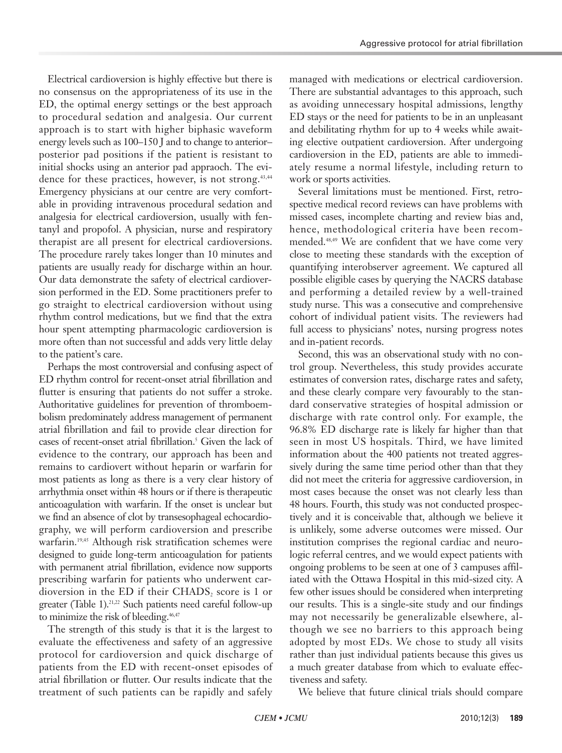Electrical cardioversion is highly effective but there is no consensus on the appropriateness of its use in the ED, the optimal energy settings or the best approach to procedural sedation and analgesia. Our current approach is to start with higher biphasic waveform energy levels such as 100–150 J and to change to anterior–posterior pad positions if the patient is resistant to initial shocks using an anterior pad appraoch. The evidence for these practices, however, is not strong.[43,44] Emergency physicians at our centre are very comfortable in providing intravenous procedural sedation and analgesia for electrical cardioversion, usually with fentanyl and propofol. A physician, nurse and respiratory therapist are all present for electrical cardioversions. The procedure rarely takes longer than 10 minutes and patients are usually ready for discharge within an hour. Our data demonstrate the safety of electrical cardioversion performed in the ED. Some practitioners prefer to go straight to electrical cardioversion without using rhythm control medications, but we find that the extra hour spent attempting pharmacologic cardioversion is more often than not successful and adds very little delay to the patient's care.

Perhaps the most controversial and confusing aspect of ED rhythm control for recent-onset atrial fibrillation and flutter is ensuring that patients do not suffer a stroke. Authoritative guidelines for prevention of thromboembolism predominately address management of permanent atrial fibrillation and fail to provide clear direction for cases of recent-onset atrial fibrillation.[5] Given the lack of evidence to the contrary, our approach has been and remains to cardiovert without heparin or warfarin for most patients as long as there is a very clear history of arrhythmia onset within 48 hours or if there is therapeutic anticoagulation with warfarin. If the onset is unclear but we find an absence of clot by transesophageal echocardiography, we will perform cardioversion and prescribe warfarin.[19,45] Although risk stratification schemes were designed to guide long-term anticoagulation for patients with permanent atrial fibrillation, evidence now supports prescribing warfarin for patients who underwent cardioversion in the ED if their $CHADS_2$ score is 1 or greater (Table 1).[21,22] Such patients need careful follow-up to minimize the risk of bleeding.[46,47]

The strength of this study is that it is the largest to evaluate the effectiveness and safety of an aggressive protocol for cardioversion and quick discharge of patients from the ED with recent-onset episodes of atrial fibrillation or flutter. Our results indicate that the treatment of such patients can be rapidly and safely managed with medications or electrical cardioversion. There are substantial advantages to this approach, such as avoiding unnecessary hospital admissions, lengthy ED stays or the need for patients to be in an unpleasant and debilitating rhythm for up to 4 weeks while awaiting elective outpatient cardioversion. After undergoing cardioversion in the ED, patients are able to immediately resume a normal lifestyle, including return to work or sports activities.

Several limitations must be mentioned. First, retrospective medical record reviews can have problems with missed cases, incomplete charting and review bias and, hence, methodological criteria have been recommended.[48,49] We are confident that we have come very close to meeting these standards with the exception of quantifying interobserver agreement. We captured all possible eligible cases by querying the NACRS database and performing a detailed review by a well-trained study nurse. This was a consecutive and comprehensive cohort of individual patient visits. The reviewers had full access to physicians' notes, nursing progress notes and in-patient records.

Second, this was an observational study with no control group. Nevertheless, this study provides accurate estimates of conversion rates, discharge rates and safety, and these clearly compare very favourably to the standard conservative strategies of hospital admission or discharge with rate control only. For example, the 96.8% ED discharge rate is likely far higher than that seen in most US hospitals. Third, we have limited information about the 400 patients not treated aggressively during the same time period other than that they did not meet the criteria for aggressive cardioversion, in most cases because the onset was not clearly less than 48 hours. Fourth, this study was not conducted prospectively and it is conceivable that, although we believe it is unlikely, some adverse outcomes were missed. Our institution comprises the regional cardiac and neurologic referral centres, and we would expect patients with ongoing problems to be seen at one of 3 campuses affiliated with the Ottawa Hospital in this mid-sized city. A few other issues should be considered when interpreting our results. This is a single-site study and our findings may not necessarily be generalizable elsewhere, although we see no barriers to this approach being adopted by most EDs. We chose to study all visits rather than just individual patients because this gives us a much greater database from which to evaluate effectiveness and safety.

We believe that future clinical trials should compare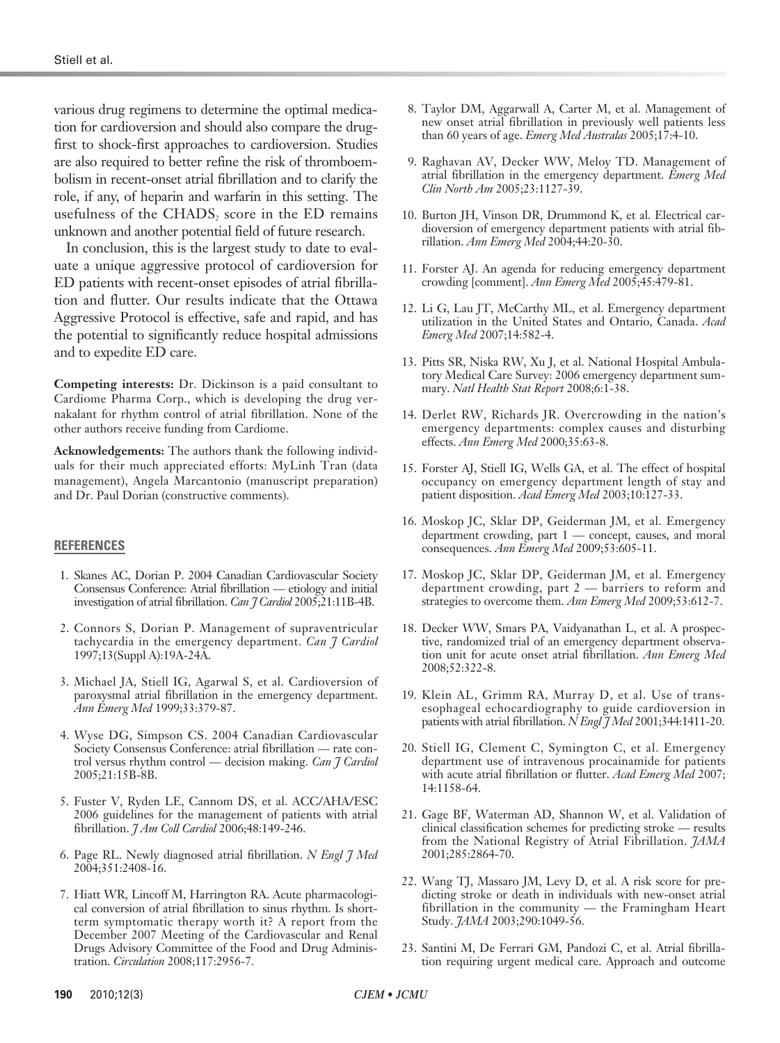various drug regimens to determine the optimal medication for cardioversion and should also compare the drug-first to shock-first approaches to cardioversion. Studies are also required to better refine the risk of thromboembolism in recent-onset atrial fibrillation and to clarify the role, if any, of heparin and warfarin in this setting. The usefulness of the $CHADS_2$ score in the ED remains unknown and another potential field of future research.

In conclusion, this is the largest study to date to evaluate a unique aggressive protocol of cardioversion for ED patients with recent-onset episodes of atrial fibrillation and flutter. Our results indicate that the Ottawa Aggressive Protocol is effective, safe and rapid, and has the potential to significantly reduce hospital admissions and to expedite ED care.

**Competing interests:** Dr. Dickinson is a paid consultant to Cardiome Pharma Corp., which is developing the drug vernakalant for rhythm control of atrial fibrillation. None of the other authors receive funding from Cardiome.

**Acknowledgements:** The authors thank the following individuals for their much appreciated efforts: MyLinh Tran (data management), Angela Marcantonio (manuscript preparation) and Dr. Paul Dorian (constructive comments).

## REFERENCES

1. Skanes AC, Dorian P. 2004 Canadian Cardiovascular Society Consensus Conference: Atrial fibrillation — etiology and initial investigation of atrial fibrillation. *Can J Cardiol* 2005;21:11B-4B.
2. Connors S, Dorian P. Management of supraventricular tachycardia in the emergency department. *Can J Cardiol* 1997;13(Suppl A):19A-24A.
3. Michael JA, Stiell IG, Agarwal S, et al. Cardioversion of paroxysmal atrial fibrillation in the emergency department. *Ann Emerg Med* 1999;33:379-87.
4. Wyse DG, Simpson CS. 2004 Canadian Cardiovascular Society Consensus Conference: atrial fibrillation — rate control versus rhythm control — decision making. *Can J Cardiol* 2005;21:15B-8B.
5. Fuster V, Ryden LE, Cannom DS, et al. ACC/AHA/ESC 2006 guidelines for the management of patients with atrial fibrillation. *J Am Coll Cardiol* 2006;48:149-246.
6. Page RL. Newly diagnosed atrial fibrillation. *N Engl J Med* 2004;351:2408-16.
7. Hiatt WR, Lincoff M, Harrington RA. Acute pharmacological conversion of atrial fibrillation to sinus rhythm. Is short-term symptomatic therapy worth it? A report from the December 2007 Meeting of the Cardiovascular and Renal Drugs Advisory Committee of the Food and Drug Administration. *Circulation* 2008;117:2956-7.
8. Taylor DM, Aggarwall A, Carter M, et al. Management of new onset atrial fibrillation in previously well patients less than 60 years of age. *Emerg Med Australas* 2005;17:4-10.
9. Raghavan AV, Decker WW, Meloy TD. Management of atrial fibrillation in the emergency department. *Emerg Med Clin North Am* 2005;23:1127-39.
10. Burton JH, Vinson DR, Drummond K, et al. Electrical cardioversion of emergency department patients with atrial fibrillation. *Ann Emerg Med* 2004;44:20-30.
11. Forster AJ. An agenda for reducing emergency department crowding [comment]. *Ann Emerg Med* 2005;45:479-81.
12. Li G, Lau JT, McCarthy ML, et al. Emergency department utilization in the United States and Ontario, Canada. *Acad Emerg Med* 2007;14:582-4.
13. Pitts SR, Niska RW, Xu J, et al. National Hospital Ambulatory Medical Care Survey: 2006 emergency department summary. *Natl Health Stat Report* 2008;6:1-38.
14. Derlet RW, Richards JR. Overcrowding in the nation's emergency departments: complex causes and disturbing effects. *Ann Emerg Med* 2000;35:63-8.
15. Forster AJ, Stiell IG, Wells GA, et al. The effect of hospital occupancy on emergency department length of stay and patient disposition. *Acad Emerg Med* 2003;10:127-33.
16. Moskop JC, Sklar DP, Geiderman JM, et al. Emergency department crowding, part 1 — concept, causes, and moral consequences. *Ann Emerg Med* 2009;53:605-11.
17. Moskop JC, Sklar DP, Geiderman JM, et al. Emergency department crowding, part 2 — barriers to reform and strategies to overcome them. *Ann Emerg Med* 2009;53:612-7.
18. Decker WW, Smars PA, Vaidyanathan L, et al. A prospective, randomized trial of an emergency department observation unit for acute onset atrial fibrillation. *Ann Emerg Med* 2008;52:322-8.
19. Klein AL, Grimm RA, Murray D, et al. Use of transesophageal echocardiography to guide cardioversion in patients with atrial fibrillation. *N Engl J Med* 2001;344:1411-20.
20. Stiell IG, Clement C, Symington C, et al. Emergency department use of intravenous procainamide for patients with acute atrial fibrillation or flutter. *Acad Emerg Med* 2007; 14:1158-64.
21. Gage BF, Waterman AD, Shannon W, et al. Validation of clinical classification schemes for predicting stroke — results from the National Registry of Atrial Fibrillation. *JAMA* 2001;285:2864-70.
22. Wang TJ, Massaro JM, Levy D, et al. A risk score for predicting stroke or death in individuals with new-onset atrial fibrillation in the community — the Framingham Heart Study. *JAMA* 2003;290:1049-56.
23. Santini M, De Ferrari GM, Pandozi C, et al. Atrial fibrillation requiring urgent medical care. Approach and outcome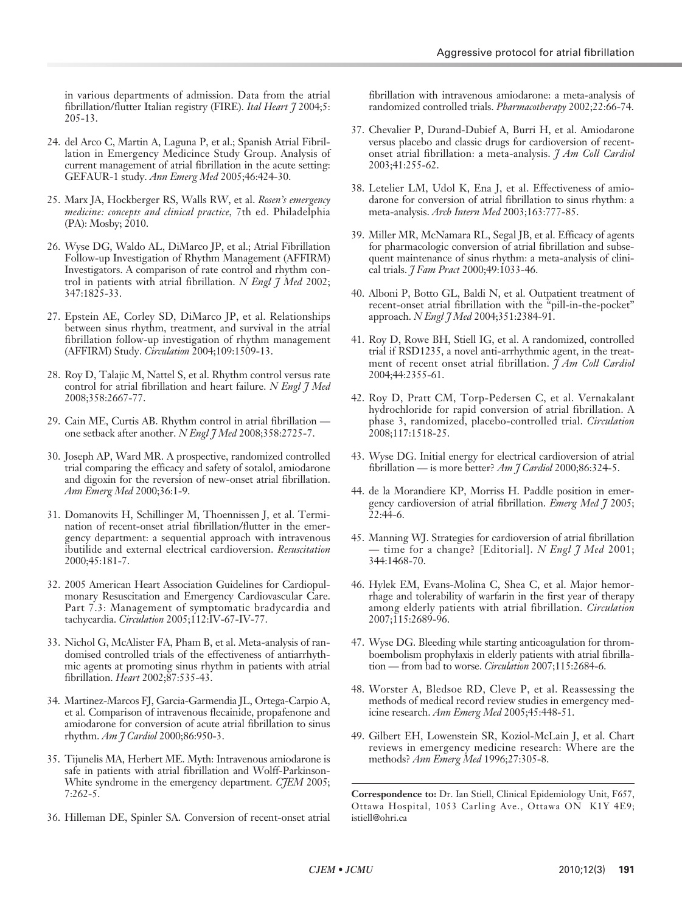in various departments of admission. Data from the atrial fibrillation/flutter Italian registry (FIRE). *Ital Heart J* 2004;5:205-13.

24. del Arco C, Martin A, Laguna P, et al.; Spanish Atrial Fibrillation in Emergency Medicince Study Group. Analysis of current management of atrial fibrillation in the acute setting: GEFAUR-1 study. *Ann Emerg Med* 2005;46:424-30.

25. Marx JA, Hockberger RS, Walls RW, et al. *Rosen's emergency medicine: concepts and clinical practice*, 7th ed. Philadelphia (PA): Mosby; 2010.

26. Wyse DG, Waldo AL, DiMarco JP, et al.; Atrial Fibrillation Follow-up Investigation of Rhythm Management (AFFIRM) Investigators. A comparison of rate control and rhythm control in patients with atrial fibrillation. *N Engl J Med* 2002;347:1825-33.

27. Epstein AE, Corley SD, DiMarco JP, et al. Relationships between sinus rhythm, treatment, and survival in the atrial fibrillation follow-up investigation of rhythm management (AFFIRM) Study. *Circulation* 2004;109:1509-13.

28. Roy D, Talajic M, Nattel S, et al. Rhythm control versus rate control for atrial fibrillation and heart failure. *N Engl J Med* 2008;358:2667-77.

29. Cain ME, Curtis AB. Rhythm control in atrial fibrillation — one setback after another. *N Engl J Med* 2008;358:2725-7.

30. Joseph AP, Ward MR. A prospective, randomized controlled trial comparing the efficacy and safety of sotalol, amiodarone and digoxin for the reversion of new-onset atrial fibrillation. *Ann Emerg Med* 2000;36:1-9.

31. Domanovits H, Schillinger M, Thoennissen J, et al. Termination of recent-onset atrial fibrillation/flutter in the emergency department: a sequential approach with intravenous ibutilide and external electrical cardioversion. *Resuscitation* 2000;45:181-7.

32. 2005 American Heart Association Guidelines for Cardiopulmonary Resuscitation and Emergency Cardiovascular Care. Part 7.3: Management of symptomatic bradycardia and tachycardia. *Circulation* 2005;112:IV-67-IV-77.

33. Nichol G, McAlister FA, Pham B, et al. Meta-analysis of randomised controlled trials of the effectiveness of antiarrhythmic agents at promoting sinus rhythm in patients with atrial fibrillation. *Heart* 2002;87:535-43.

34. Martinez-Marcos FJ, Garcia-Garmendia JL, Ortega-Carpio A, et al. Comparison of intravenous flecainide, propafenone and amiodarone for conversion of acute atrial fibrillation to sinus rhythm. *Am J Cardiol* 2000;86:950-3.

35. Tijunelis MA, Herbert ME. Myth: Intravenous amiodarone is safe in patients with atrial fibrillation and Wolff-Parkinson-White syndrome in the emergency department. *CJEM* 2005;7:262-5.

36. Hilleman DE, Spinler SA. Conversion of recent-onset atrial fibrillation with intravenous amiodarone: a meta-analysis of randomized controlled trials. *Pharmacotherapy* 2002;22:66-74.

37. Chevalier P, Durand-Dubief A, Burri H, et al. Amiodarone versus placebo and classic drugs for cardioversion of recent-onset atrial fibrillation: a meta-analysis. *J Am Coll Cardiol* 2003;41:255-62.

38. Letelier LM, Udol K, Ena J, et al. Effectiveness of amiodarone for conversion of atrial fibrillation to sinus rhythm: a meta-analysis. *Arch Intern Med* 2003;163:777-85.

39. Miller MR, McNamara RL, Segal JB, et al. Efficacy of agents for pharmacologic conversion of atrial fibrillation and subsequent maintenance of sinus rhythm: a meta-analysis of clinical trials. *J Fam Pract* 2000;49:1033-46.

40. Alboni P, Botto GL, Baldi N, et al. Outpatient treatment of recent-onset atrial fibrillation with the "pill-in-the-pocket" approach. *N Engl J Med* 2004;351:2384-91.

41. Roy D, Rowe BH, Stiell IG, et al. A randomized, controlled trial if RSD1235, a novel anti-arrhythmic agent, in the treatment of recent onset atrial fibrillation. *J Am Coll Cardiol* 2004;44:2355-61.

42. Roy D, Pratt CM, Torp-Pedersen C, et al. Vernakalant hydrochloride for rapid conversion of atrial fibrillation. A phase 3, randomized, placebo-controlled trial. *Circulation* 2008;117:1518-25.

43. Wyse DG. Initial energy for electrical cardioversion of atrial fibrillation — is more better? *Am J Cardiol* 2000;86:324-5.

44. de la Morandiere KP, Morriss H. Paddle position in emergency cardioversion of atrial fibrillation. *Emerg Med J* 2005;22:44-6.

45. Manning WJ. Strategies for cardioversion of atrial fibrillation — time for a change? [Editorial]. *N Engl J Med* 2001;344:1468-70.

46. Hylek EM, Evans-Molina C, Shea C, et al. Major hemorrhage and tolerability of warfarin in the first year of therapy among elderly patients with atrial fibrillation. *Circulation* 2007;115:2689-96.

47. Wyse DG. Bleeding while starting anticoagulation for thromboembolism prophylaxis in elderly patients with atrial fibrillation — from bad to worse. *Circulation* 2007;115:2684-6.

48. Worster A, Bledsoe RD, Cleve P, et al. Reassessing the methods of medical record review studies in emergency medicine research. *Ann Emerg Med* 2005;45:448-51.

49. Gilbert EH, Lowenstein SR, Koziol-McLain J, et al. Chart reviews in emergency medicine research: Where are the methods? *Ann Emerg Med* 1996;27:305-8.

---

**Correspondence to:** Dr. Ian Stiell, Clinical Epidemiology Unit, F657, Ottawa Hospital, 1053 Carling Ave., Ottawa ON K1Y 4E9; istiell@ohri.ca